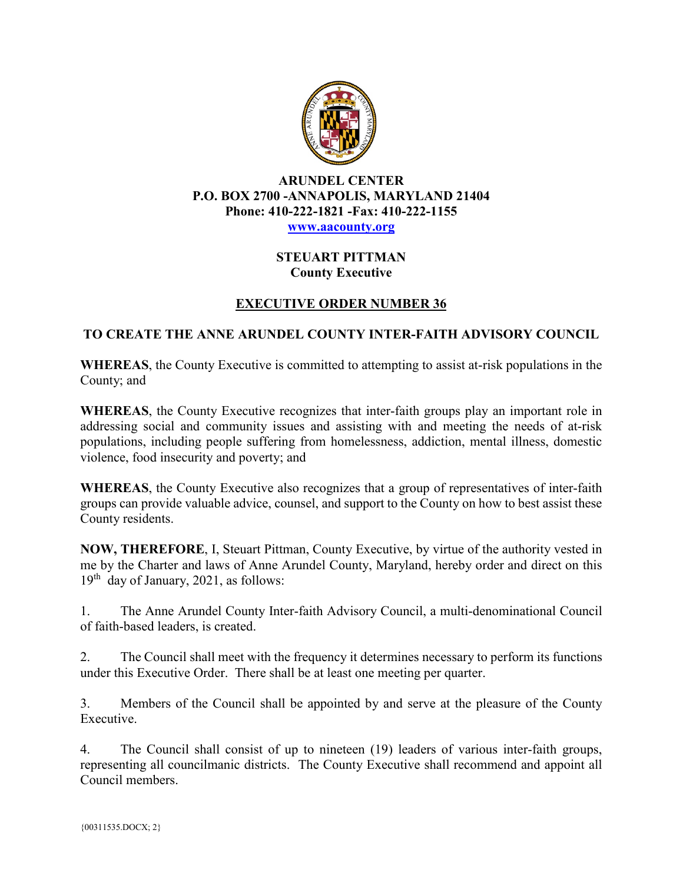**ARUNDEL CENTER**
**P.O. BOX 2700 -ANNAPOLIS, MARYLAND 21404**
**Phone: 410-222-1821 -Fax: 410-222-1155**
**[www.aacounty.org](http://www.aacounty.org)**

**STEUART PITTMAN**
**County Executive**

# EXECUTIVE ORDER NUMBER 36

## TO CREATE THE ANNE ARUNDEL COUNTY INTER-FAITH ADVISORY COUNCIL

**WHEREAS**, the County Executive is committed to attempting to assist at-risk populations in the County; and

**WHEREAS**, the County Executive recognizes that inter-faith groups play an important role in addressing social and community issues and assisting with and meeting the needs of at-risk populations, including people suffering from homelessness, addiction, mental illness, domestic violence, food insecurity and poverty; and

**WHEREAS**, the County Executive also recognizes that a group of representatives of inter-faith groups can provide valuable advice, counsel, and support to the County on how to best assist these County residents.

**NOW, THEREFORE**, I, Steuart Pittman, County Executive, by virtue of the authority vested in me by the Charter and laws of Anne Arundel County, Maryland, hereby order and direct on this 19th day of January, 2021, as follows:

1. The Anne Arundel County Inter-faith Advisory Council, a multi-denominational Council of faith-based leaders, is created.

2. The Council shall meet with the frequency it determines necessary to perform its functions under this Executive Order. There shall be at least one meeting per quarter.

3. Members of the Council shall be appointed by and serve at the pleasure of the County Executive.

4. The Council shall consist of up to nineteen (19) leaders of various inter-faith groups, representing all councilmanic districts. The County Executive shall recommend and appoint all Council members.

{00311535.DOCX; 2}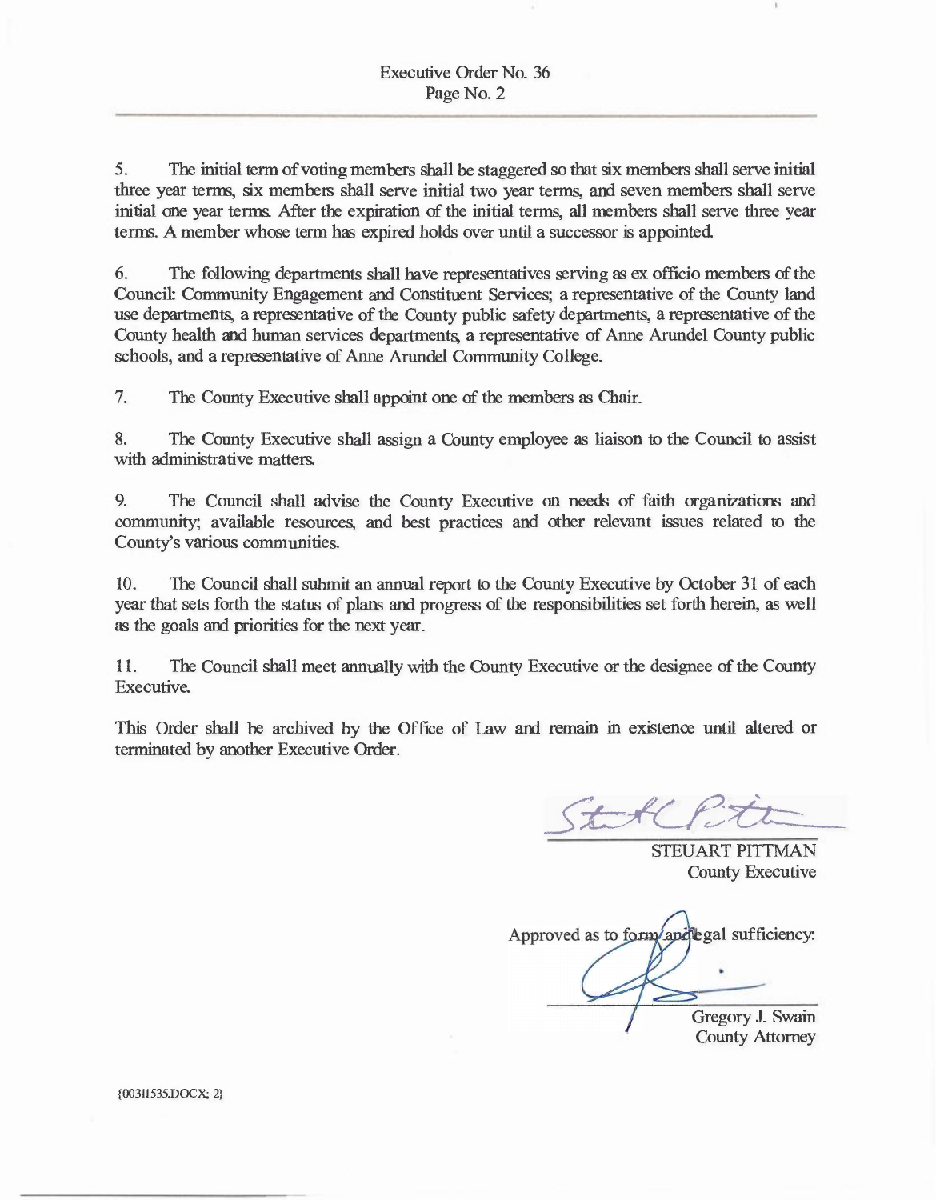5. The initial term of voting members shall be staggered so that six members shall serve initial three year terms, six members shall serve initial two year terms, and seven members shall serve initial one year terms. After the expiration of the initial terms, all members shall serve three year terms. A member whose term has expired holds over until a successor is appointed.

6. The following departments shall have representatives serving as ex officio members of the Council: Community Engagement and Constituent Services; a representative of the County land use departments, a representative of the County public safety departments, a representative of the County health and human services departments, a representative of Anne Arundel County public schools, and a representative of Anne Arundel Community College.

7. The County Executive shall appoint one of the members as Chair.

8. The County Executive shall assign a County employee as liaison to the Council to assist with administrative matters.

9. The Council shall advise the County Executive on needs of faith organizations and community; available resources, and best practices and other relevant issues related to the County's various communities.

10. The Council shall submit an annual report to the County Executive by October 31 of each year that sets forth the status of plans and progress of the responsibilities set forth herein, as well as the goals and priorities for the next year.

11. The Council shall meet annually with the County Executive or the designee of the County Executive.

This Order shall be archived by the Office of Law and remain in existence until altered or terminated by another Executive Order.

STEUART PITTMAN
County Executive

Approved as to form and legal sufficiency:

Gregory J. Swain
County Attorney

{00311535.DOCX; 2}